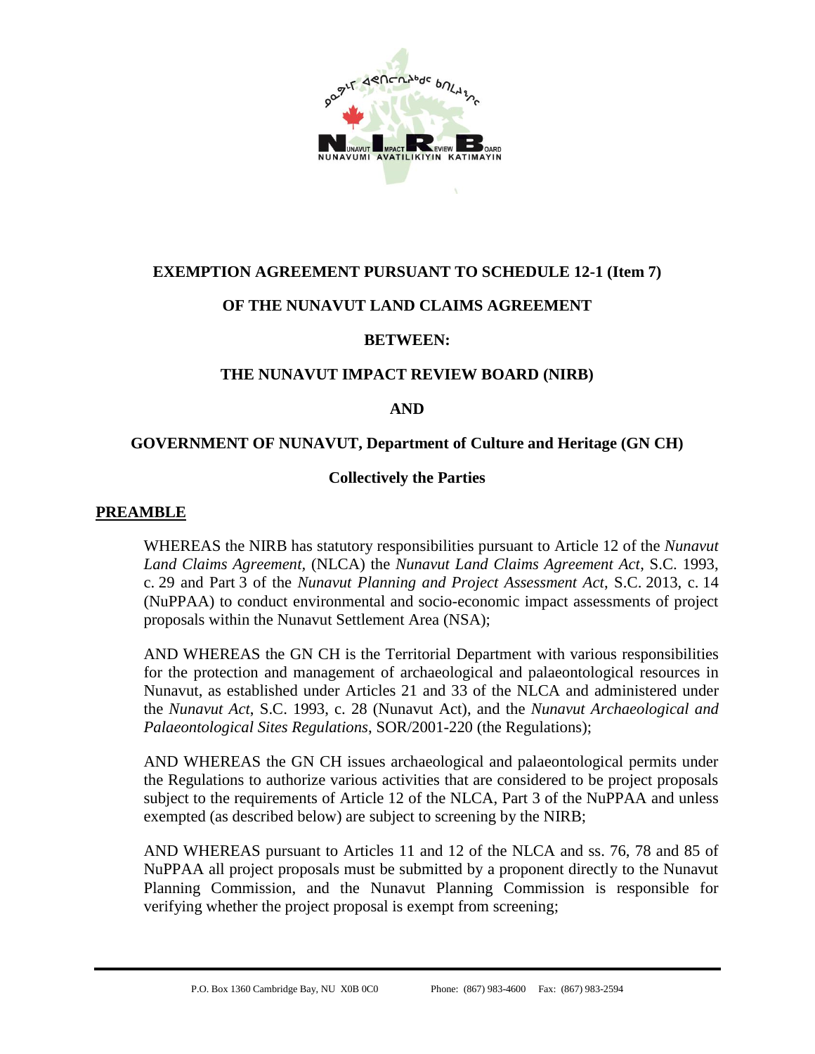**EXEMPTION AGREEMENT PURSUANT TO SCHEDULE 12-1 (Item 7)**

**OF THE NUNAVUT LAND CLAIMS AGREEMENT**

**BETWEEN:**

**THE NUNAVUT IMPACT REVIEW BOARD (NIRB)**

**AND**

**GOVERNMENT OF NUNAVUT, Department of Culture and Heritage (GN CH)**

**Collectively the Parties**

## PREAMBLE

WHEREAS the NIRB has statutory responsibilities pursuant to Article 12 of the *Nunavut Land Claims Agreement*, (NLCA) the *Nunavut Land Claims Agreement Act*, S.C. 1993, c. 29 and Part 3 of the *Nunavut Planning and Project Assessment Act*, S.C. 2013, c. 14 (NuPPAA) to conduct environmental and socio-economic impact assessments of project proposals within the Nunavut Settlement Area (NSA);

AND WHEREAS the GN CH is the Territorial Department with various responsibilities for the protection and management of archaeological and palaeontological resources in Nunavut, as established under Articles 21 and 33 of the NLCA and administered under the *Nunavut Act*, S.C. 1993, c. 28 (Nunavut Act), and the *Nunavut Archaeological and Palaeontological Sites Regulations*, SOR/2001-220 (the Regulations);

AND WHEREAS the GN CH issues archaeological and palaeontological permits under the Regulations to authorize various activities that are considered to be project proposals subject to the requirements of Article 12 of the NLCA, Part 3 of the NuPPAA and unless exempted (as described below) are subject to screening by the NIRB;

AND WHEREAS pursuant to Articles 11 and 12 of the NLCA and ss. 76, 78 and 85 of NuPPAA all project proposals must be submitted by a proponent directly to the Nunavut Planning Commission, and the Nunavut Planning Commission is responsible for verifying whether the project proposal is exempt from screening;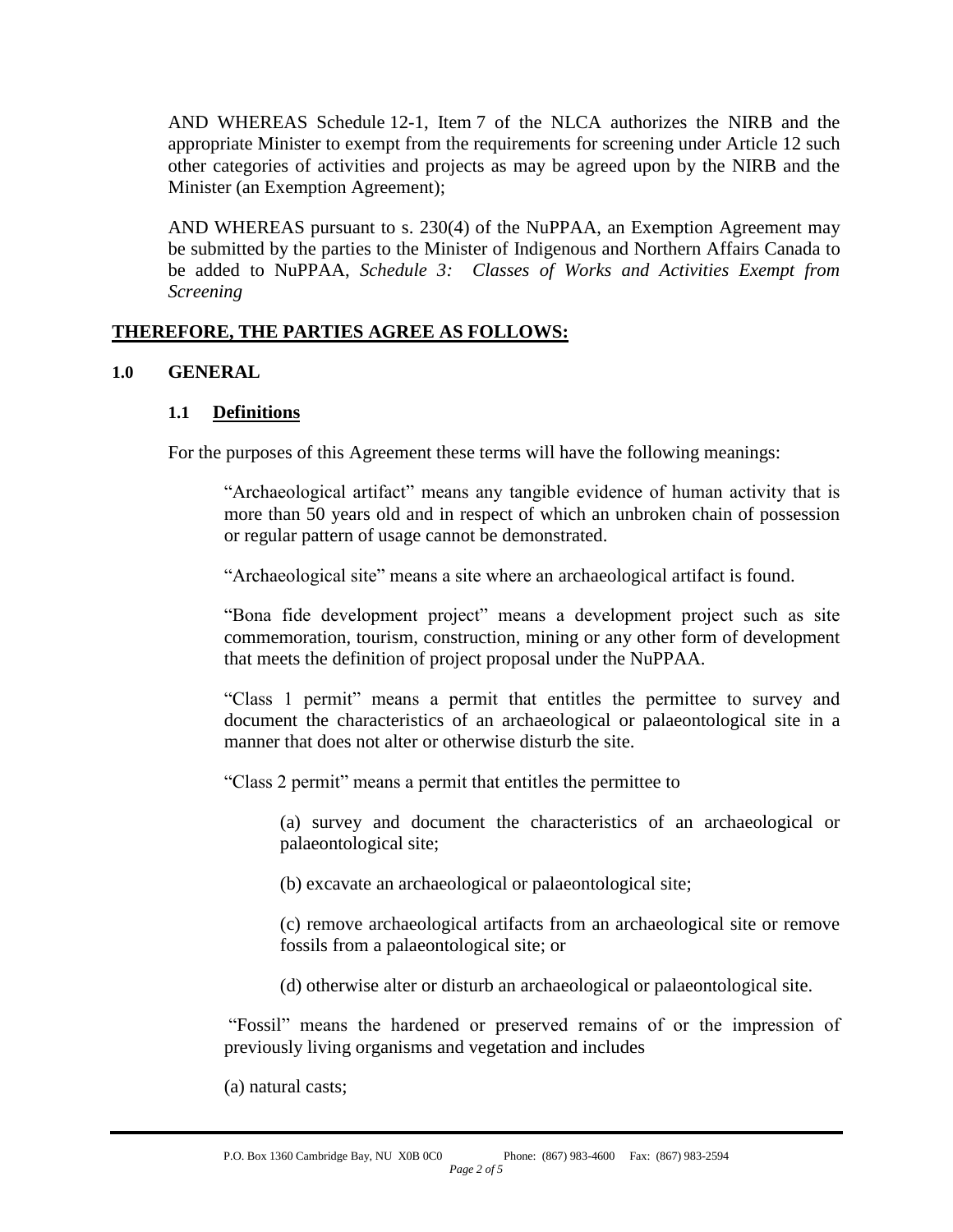AND WHEREAS Schedule 12-1, Item 7 of the NLCA authorizes the NIRB and the appropriate Minister to exempt from the requirements for screening under Article 12 such other categories of activities and projects as may be agreed upon by the NIRB and the Minister (an Exemption Agreement);

AND WHEREAS pursuant to s. 230(4) of the NuPPAA, an Exemption Agreement may be submitted by the parties to the Minister of Indigenous and Northern Affairs Canada to be added to NuPPAA, *Schedule 3: Classes of Works and Activities Exempt from Screening*

**THEREFORE, THE PARTIES AGREE AS FOLLOWS:**

## 1.0 GENERAL

### 1.1 Definitions

For the purposes of this Agreement these terms will have the following meanings:

"Archaeological artifact" means any tangible evidence of human activity that is more than 50 years old and in respect of which an unbroken chain of possession or regular pattern of usage cannot be demonstrated.

"Archaeological site" means a site where an archaeological artifact is found.

"Bona fide development project" means a development project such as site commemoration, tourism, construction, mining or any other form of development that meets the definition of project proposal under the NuPPAA.

"Class 1 permit" means a permit that entitles the permittee to survey and document the characteristics of an archaeological or palaeontological site in a manner that does not alter or otherwise disturb the site.

"Class 2 permit" means a permit that entitles the permittee to

(a) survey and document the characteristics of an archaeological or palaeontological site;

(b) excavate an archaeological or palaeontological site;

(c) remove archaeological artifacts from an archaeological site or remove fossils from a palaeontological site; or

(d) otherwise alter or disturb an archaeological or palaeontological site.

"Fossil" means the hardened or preserved remains of or the impression of previously living organisms and vegetation and includes

(a) natural casts;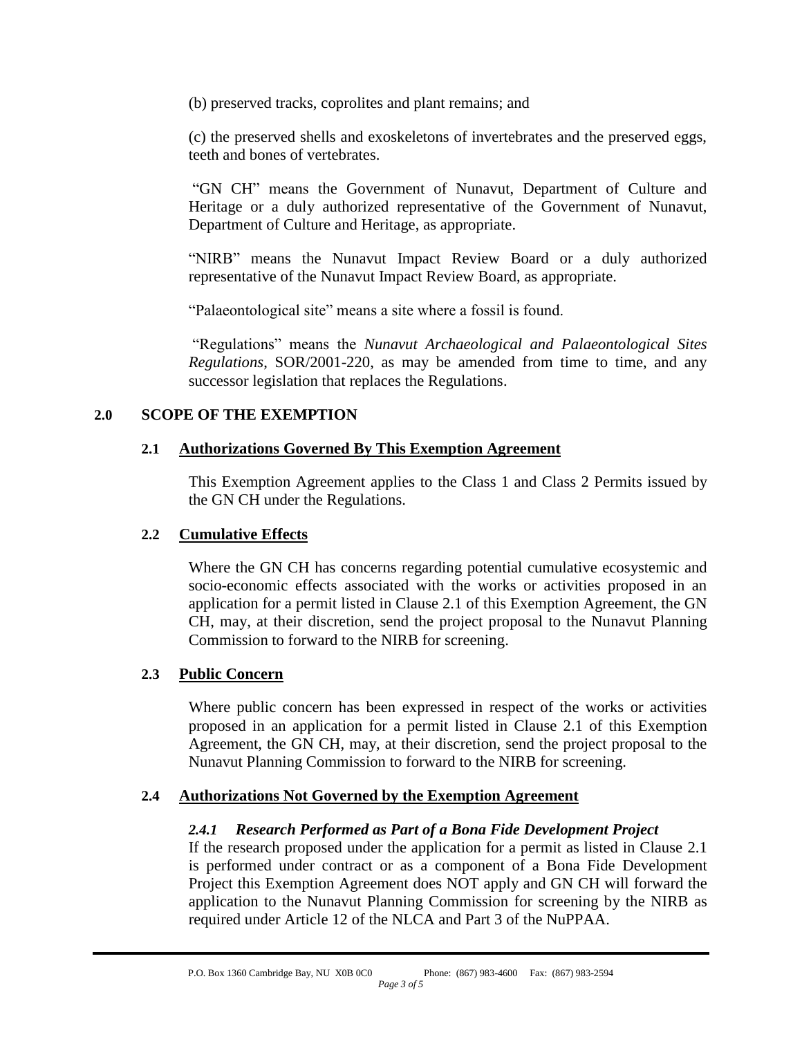(b) preserved tracks, coprolites and plant remains; and

(c) the preserved shells and exoskeletons of invertebrates and the preserved eggs, teeth and bones of vertebrates.

"GN CH" means the Government of Nunavut, Department of Culture and Heritage or a duly authorized representative of the Government of Nunavut, Department of Culture and Heritage, as appropriate.

"NIRB" means the Nunavut Impact Review Board or a duly authorized representative of the Nunavut Impact Review Board, as appropriate.

"Palaeontological site" means a site where a fossil is found.

"Regulations" means the *Nunavut Archaeological and Palaeontological Sites Regulations*, SOR/2001-220, as may be amended from time to time, and any successor legislation that replaces the Regulations.

## 2.0 SCOPE OF THE EXEMPTION

### 2.1 Authorizations Governed By This Exemption Agreement

This Exemption Agreement applies to the Class 1 and Class 2 Permits issued by the GN CH under the Regulations.

### 2.2 Cumulative Effects

Where the GN CH has concerns regarding potential cumulative ecosystemic and socio-economic effects associated with the works or activities proposed in an application for a permit listed in Clause 2.1 of this Exemption Agreement, the GN CH, may, at their discretion, send the project proposal to the Nunavut Planning Commission to forward to the NIRB for screening.

### 2.3 Public Concern

Where public concern has been expressed in respect of the works or activities proposed in an application for a permit listed in Clause 2.1 of this Exemption Agreement, the GN CH, may, at their discretion, send the project proposal to the Nunavut Planning Commission to forward to the NIRB for screening.

### 2.4 Authorizations Not Governed by the Exemption Agreement

#### *2.4.1 Research Performed as Part of a Bona Fide Development Project*

If the research proposed under the application for a permit as listed in Clause 2.1 is performed under contract or as a component of a Bona Fide Development Project this Exemption Agreement does NOT apply and GN CH will forward the application to the Nunavut Planning Commission for screening by the NIRB as required under Article 12 of the NLCA and Part 3 of the NuPPAA.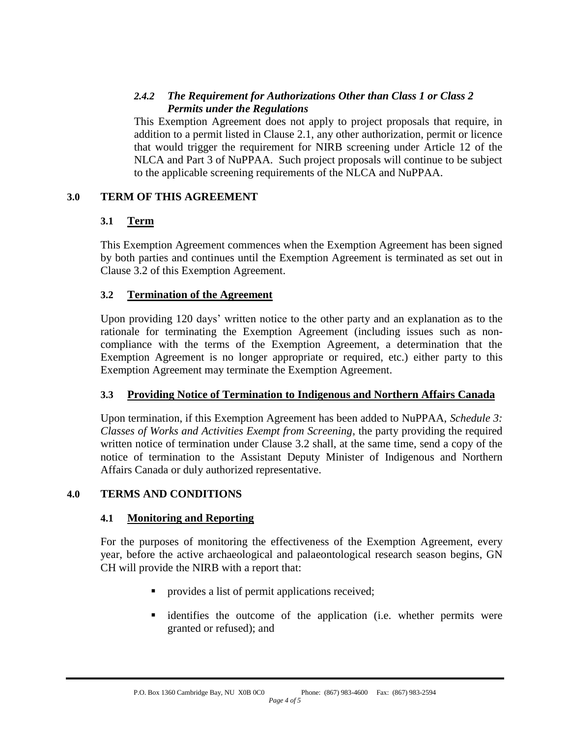#### *2.4.2 The Requirement for Authorizations Other than Class 1 or Class 2 Permits under the Regulations*

This Exemption Agreement does not apply to project proposals that require, in addition to a permit listed in Clause 2.1, any other authorization, permit or licence that would trigger the requirement for NIRB screening under Article 12 of the NLCA and Part 3 of NuPPAA. Such project proposals will continue to be subject to the applicable screening requirements of the NLCA and NuPPAA.

## 3.0 TERM OF THIS AGREEMENT

### 3.1 Term

This Exemption Agreement commences when the Exemption Agreement has been signed by both parties and continues until the Exemption Agreement is terminated as set out in Clause 3.2 of this Exemption Agreement.

### 3.2 Termination of the Agreement

Upon providing 120 days' written notice to the other party and an explanation as to the rationale for terminating the Exemption Agreement (including issues such as non-compliance with the terms of the Exemption Agreement, a determination that the Exemption Agreement is no longer appropriate or required, etc.) either party to this Exemption Agreement may terminate the Exemption Agreement.

### 3.3 Providing Notice of Termination to Indigenous and Northern Affairs Canada

Upon termination, if this Exemption Agreement has been added to NuPPAA, *Schedule 3: Classes of Works and Activities Exempt from Screening*, the party providing the required written notice of termination under Clause 3.2 shall, at the same time, send a copy of the notice of termination to the Assistant Deputy Minister of Indigenous and Northern Affairs Canada or duly authorized representative.

## 4.0 TERMS AND CONDITIONS

### 4.1 Monitoring and Reporting

For the purposes of monitoring the effectiveness of the Exemption Agreement, every year, before the active archaeological and palaeontological research season begins, GN CH will provide the NIRB with a report that:

- provides a list of permit applications received;
- identifies the outcome of the application (i.e. whether permits were granted or refused); and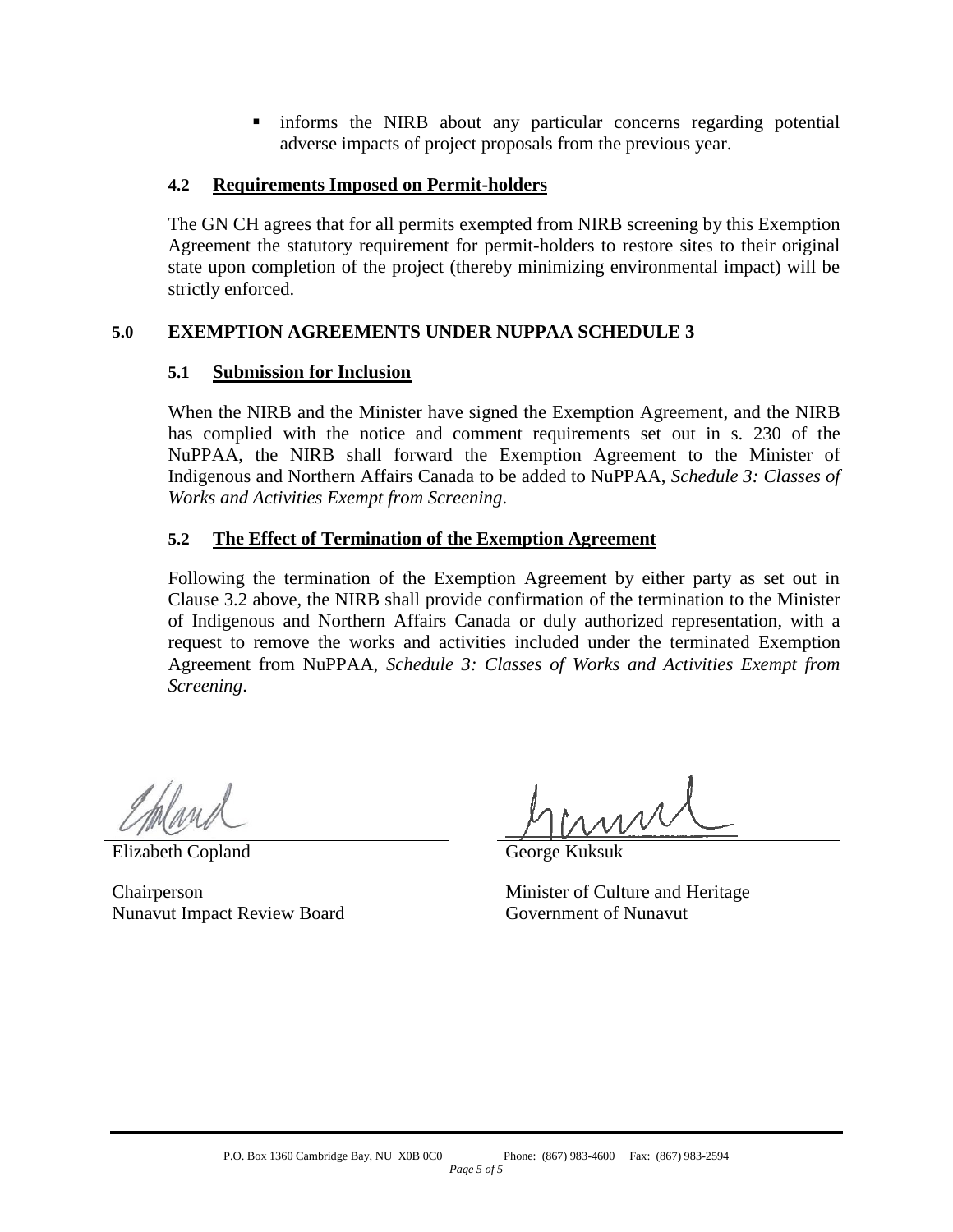- informs the NIRB about any particular concerns regarding potential adverse impacts of project proposals from the previous year.

### 4.2 Requirements Imposed on Permit-holders

The GN CH agrees that for all permits exempted from NIRB screening by this Exemption Agreement the statutory requirement for permit-holders to restore sites to their original state upon completion of the project (thereby minimizing environmental impact) will be strictly enforced.

## 5.0 EXEMPTION AGREEMENTS UNDER NUPPAA SCHEDULE 3

### 5.1 Submission for Inclusion

When the NIRB and the Minister have signed the Exemption Agreement, and the NIRB has complied with the notice and comment requirements set out in s. 230 of the NuPPAA, the NIRB shall forward the Exemption Agreement to the Minister of Indigenous and Northern Affairs Canada to be added to NuPPAA, *Schedule 3: Classes of Works and Activities Exempt from Screening*.

### 5.2 The Effect of Termination of the Exemption Agreement

Following the termination of the Exemption Agreement by either party as set out in Clause 3.2 above, the NIRB shall provide confirmation of the termination to the Minister of Indigenous and Northern Affairs Canada or duly authorized representation, with a request to remove the works and activities included under the terminated Exemption Agreement from NuPPAA, *Schedule 3: Classes of Works and Activities Exempt from Screening*.

Elizabeth Copland

Chairperson
Nunavut Impact Review Board

George Kuksuk

Minister of Culture and Heritage
Government of Nunavut

P.O. Box 1360 Cambridge Bay, NU X0B 0C0 Phone: (867) 983-4600 Fax: (867) 983-2594